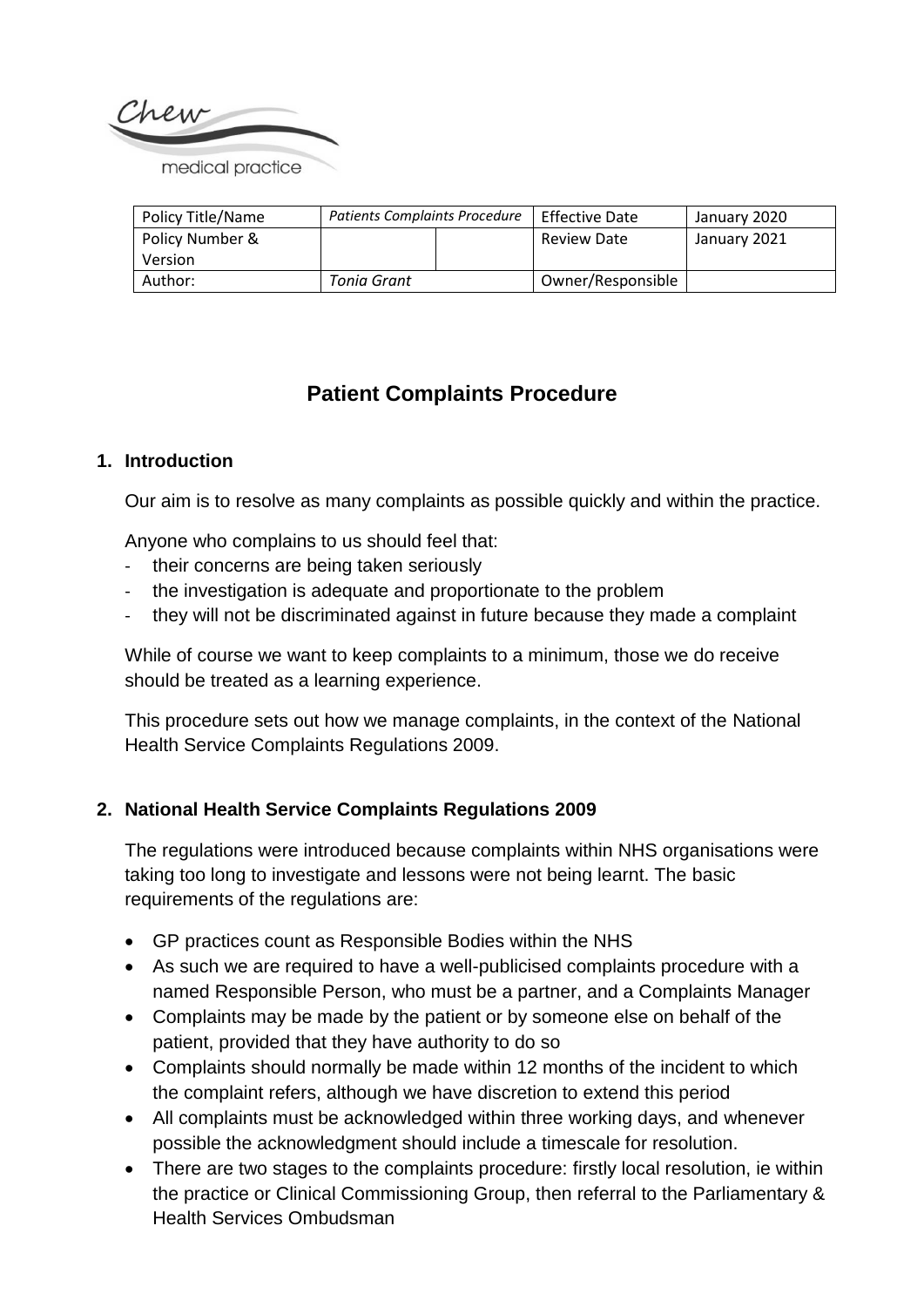Chew medical practice

| Policy Title/Name | *Patients Complaints Procedure* | | Effective Date | January 2020 |
|---|---|---|---|---|
| Policy Number & Version | | | Review Date | January 2021 |
| Author: | *Tonia Grant* | | Owner/Responsible | |

# Patient Complaints Procedure

## 1. Introduction

Our aim is to resolve as many complaints as possible quickly and within the practice.

Anyone who complains to us should feel that:

- their concerns are being taken seriously
- the investigation is adequate and proportionate to the problem
- they will not be discriminated against in future because they made a complaint

While of course we want to keep complaints to a minimum, those we do receive should be treated as a learning experience.

This procedure sets out how we manage complaints, in the context of the National Health Service Complaints Regulations 2009.

## 2. National Health Service Complaints Regulations 2009

The regulations were introduced because complaints within NHS organisations were taking too long to investigate and lessons were not being learnt. The basic requirements of the regulations are:

- GP practices count as Responsible Bodies within the NHS
- As such we are required to have a well-publicised complaints procedure with a named Responsible Person, who must be a partner, and a Complaints Manager
- Complaints may be made by the patient or by someone else on behalf of the patient, provided that they have authority to do so
- Complaints should normally be made within 12 months of the incident to which the complaint refers, although we have discretion to extend this period
- All complaints must be acknowledged within three working days, and whenever possible the acknowledgment should include a timescale for resolution.
- There are two stages to the complaints procedure: firstly local resolution, ie within the practice or Clinical Commissioning Group, then referral to the Parliamentary & Health Services Ombudsman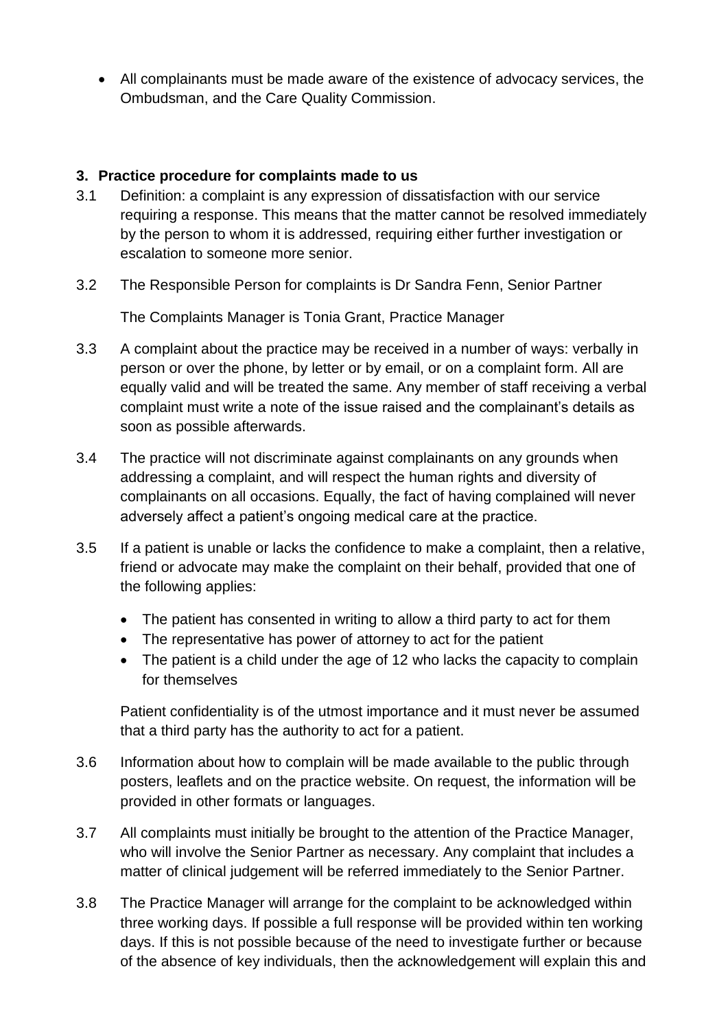- All complainants must be made aware of the existence of advocacy services, the Ombudsman, and the Care Quality Commission.

## 3. Practice procedure for complaints made to us

3.1 Definition: a complaint is any expression of dissatisfaction with our service requiring a response. This means that the matter cannot be resolved immediately by the person to whom it is addressed, requiring either further investigation or escalation to someone more senior.

3.2 The Responsible Person for complaints is Dr Sandra Fenn, Senior Partner

The Complaints Manager is Tonia Grant, Practice Manager

3.3 A complaint about the practice may be received in a number of ways: verbally in person or over the phone, by letter or by email, or on a complaint form. All are equally valid and will be treated the same. Any member of staff receiving a verbal complaint must write a note of the issue raised and the complainant's details as soon as possible afterwards.

3.4 The practice will not discriminate against complainants on any grounds when addressing a complaint, and will respect the human rights and diversity of complainants on all occasions. Equally, the fact of having complained will never adversely affect a patient's ongoing medical care at the practice.

3.5 If a patient is unable or lacks the confidence to make a complaint, then a relative, friend or advocate may make the complaint on their behalf, provided that one of the following applies:

- The patient has consented in writing to allow a third party to act for them
- The representative has power of attorney to act for the patient
- The patient is a child under the age of 12 who lacks the capacity to complain for themselves

Patient confidentiality is of the utmost importance and it must never be assumed that a third party has the authority to act for a patient.

3.6 Information about how to complain will be made available to the public through posters, leaflets and on the practice website. On request, the information will be provided in other formats or languages.

3.7 All complaints must initially be brought to the attention of the Practice Manager, who will involve the Senior Partner as necessary. Any complaint that includes a matter of clinical judgement will be referred immediately to the Senior Partner.

3.8 The Practice Manager will arrange for the complaint to be acknowledged within three working days. If possible a full response will be provided within ten working days. If this is not possible because of the need to investigate further or because of the absence of key individuals, then the acknowledgement will explain this and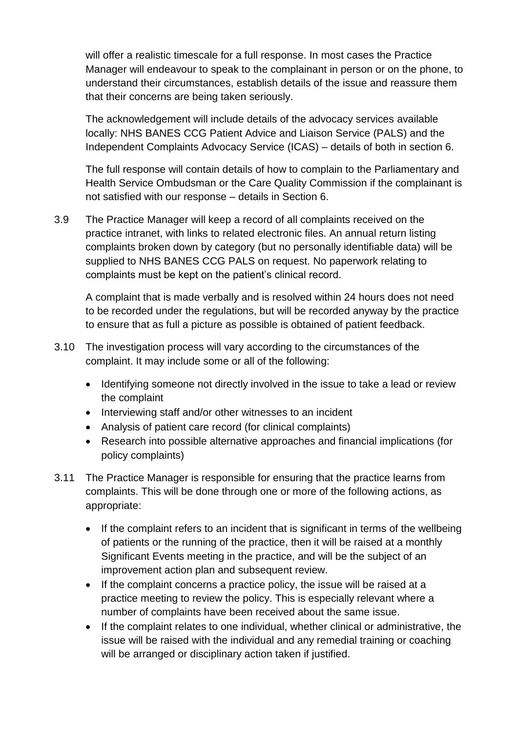will offer a realistic timescale for a full response. In most cases the Practice Manager will endeavour to speak to the complainant in person or on the phone, to understand their circumstances, establish details of the issue and reassure them that their concerns are being taken seriously.

The acknowledgement will include details of the advocacy services available locally: NHS BANES CCG Patient Advice and Liaison Service (PALS) and the Independent Complaints Advocacy Service (ICAS) – details of both in section 6.

The full response will contain details of how to complain to the Parliamentary and Health Service Ombudsman or the Care Quality Commission if the complainant is not satisfied with our response – details in Section 6.

3.9 The Practice Manager will keep a record of all complaints received on the practice intranet, with links to related electronic files. An annual return listing complaints broken down by category (but no personally identifiable data) will be supplied to NHS BANES CCG PALS on request. No paperwork relating to complaints must be kept on the patient's clinical record.

A complaint that is made verbally and is resolved within 24 hours does not need to be recorded under the regulations, but will be recorded anyway by the practice to ensure that as full a picture as possible is obtained of patient feedback.

3.10 The investigation process will vary according to the circumstances of the complaint. It may include some or all of the following:

- Identifying someone not directly involved in the issue to take a lead or review the complaint
- Interviewing staff and/or other witnesses to an incident
- Analysis of patient care record (for clinical complaints)
- Research into possible alternative approaches and financial implications (for policy complaints)

3.11 The Practice Manager is responsible for ensuring that the practice learns from complaints. This will be done through one or more of the following actions, as appropriate:

- If the complaint refers to an incident that is significant in terms of the wellbeing of patients or the running of the practice, then it will be raised at a monthly Significant Events meeting in the practice, and will be the subject of an improvement action plan and subsequent review.
- If the complaint concerns a practice policy, the issue will be raised at a practice meeting to review the policy. This is especially relevant where a number of complaints have been received about the same issue.
- If the complaint relates to one individual, whether clinical or administrative, the issue will be raised with the individual and any remedial training or coaching will be arranged or disciplinary action taken if justified.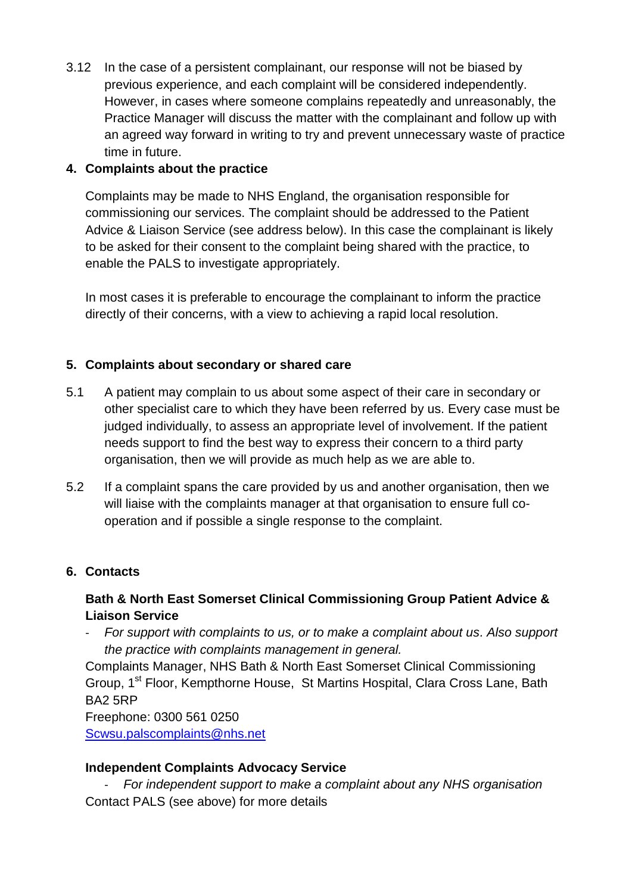3.12 In the case of a persistent complainant, our response will not be biased by previous experience, and each complaint will be considered independently. However, in cases where someone complains repeatedly and unreasonably, the Practice Manager will discuss the matter with the complainant and follow up with an agreed way forward in writing to try and prevent unnecessary waste of practice time in future.

## 4. Complaints about the practice

Complaints may be made to NHS England, the organisation responsible for commissioning our services. The complaint should be addressed to the Patient Advice & Liaison Service (see address below). In this case the complainant is likely to be asked for their consent to the complaint being shared with the practice, to enable the PALS to investigate appropriately.

In most cases it is preferable to encourage the complainant to inform the practice directly of their concerns, with a view to achieving a rapid local resolution.

## 5. Complaints about secondary or shared care

5.1 A patient may complain to us about some aspect of their care in secondary or other specialist care to which they have been referred by us. Every case must be judged individually, to assess an appropriate level of involvement. If the patient needs support to find the best way to express their concern to a third party organisation, then we will provide as much help as we are able to.

5.2 If a complaint spans the care provided by us and another organisation, then we will liaise with the complaints manager at that organisation to ensure full co-operation and if possible a single response to the complaint.

## 6. Contacts

**Bath & North East Somerset Clinical Commissioning Group Patient Advice & Liaison Service**

- *For support with complaints to us, or to make a complaint about us. Also support the practice with complaints management in general.*

Complaints Manager, NHS Bath & North East Somerset Clinical Commissioning Group, 1st Floor, Kempthorne House, St Martins Hospital, Clara Cross Lane, Bath BA2 5RP
Freephone: 0300 561 0250
Scwsu.palscomplaints@nhs.net

**Independent Complaints Advocacy Service**

- *For independent support to make a complaint about any NHS organisation*

Contact PALS (see above) for more details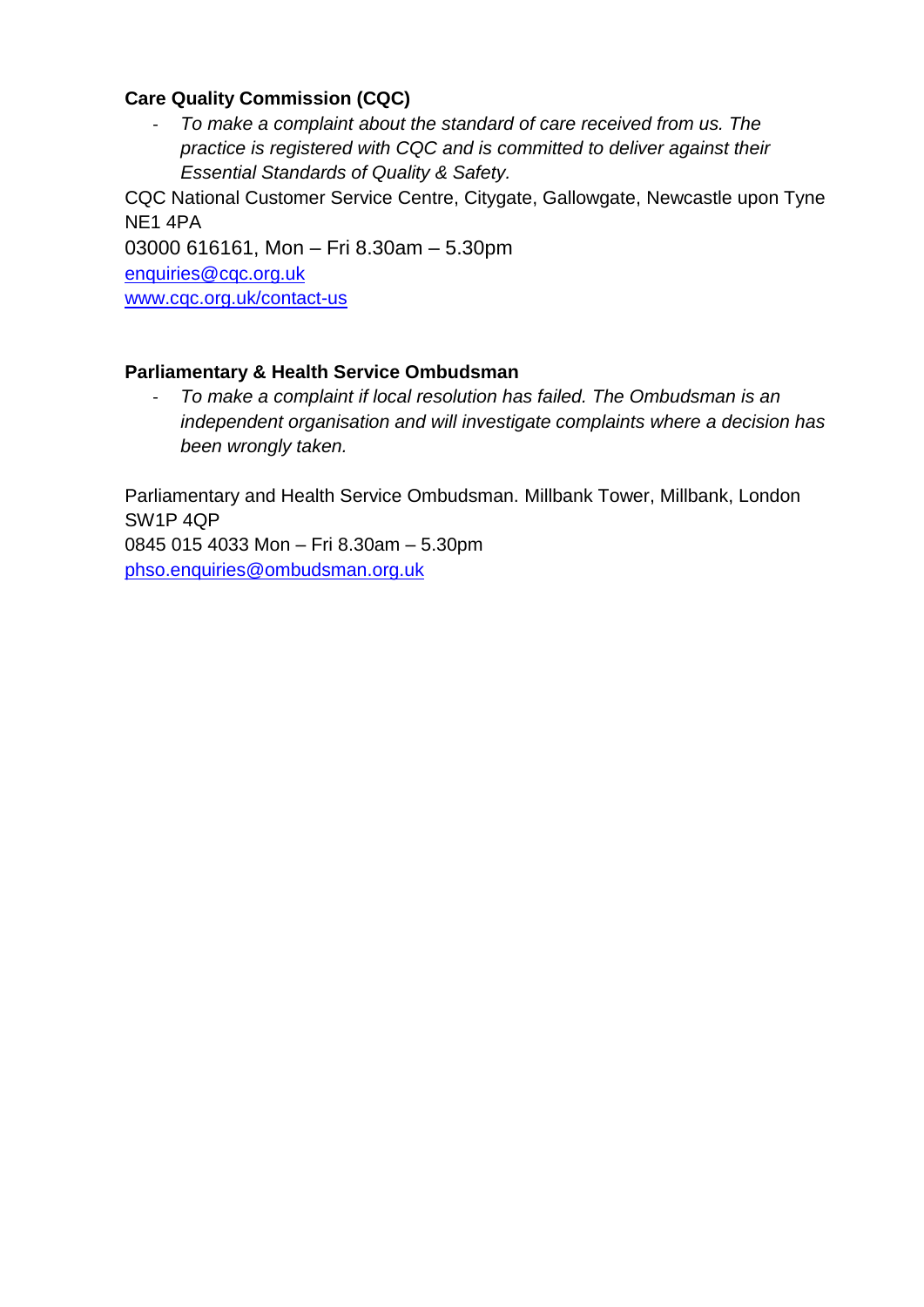**Care Quality Commission (CQC)**

- *To make a complaint about the standard of care received from us. The practice is registered with CQC and is committed to deliver against their Essential Standards of Quality & Safety.*

CQC National Customer Service Centre, Citygate, Gallowgate, Newcastle upon Tyne NE1 4PA
03000 616161, Mon – Fri 8.30am – 5.30pm
enquiries@cqc.org.uk
www.cqc.org.uk/contact-us

**Parliamentary & Health Service Ombudsman**

- *To make a complaint if local resolution has failed. The Ombudsman is an independent organisation and will investigate complaints where a decision has been wrongly taken.*

Parliamentary and Health Service Ombudsman. Millbank Tower, Millbank, London SW1P 4QP
0845 015 4033 Mon – Fri 8.30am – 5.30pm
phso.enquiries@ombudsman.org.uk